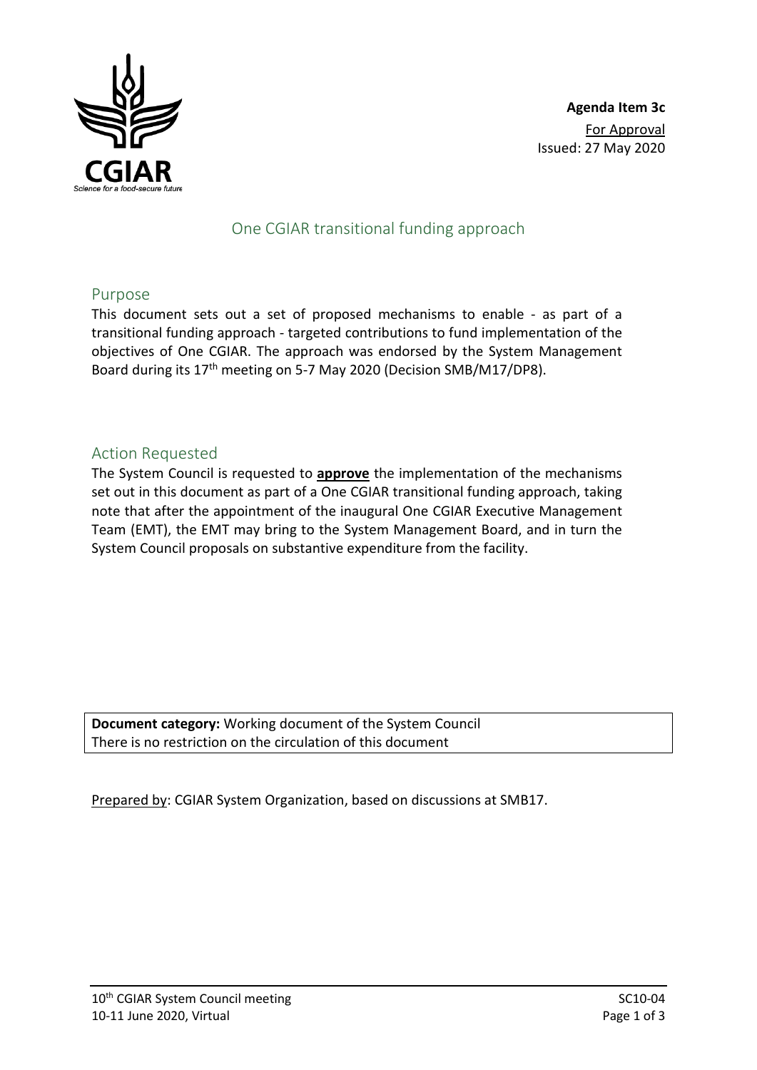**Agenda Item 3c**
For Approval
Issued: 27 May 2020

# One CGIAR transitional funding approach

## Purpose

This document sets out a set of proposed mechanisms to enable - as part of a transitional funding approach - targeted contributions to fund implementation of the objectives of One CGIAR. The approach was endorsed by the System Management Board during its 17[th] meeting on 5-7 May 2020 (Decision SMB/M17/DP8).

## Action Requested

The System Council is requested to **approve** the implementation of the mechanisms set out in this document as part of a One CGIAR transitional funding approach, taking note that after the appointment of the inaugural One CGIAR Executive Management Team (EMT), the EMT may bring to the System Management Board, and in turn the System Council proposals on substantive expenditure from the facility.

**Document category:** Working document of the System Council
There is no restriction on the circulation of this document

Prepared by: CGIAR System Organization, based on discussions at SMB17.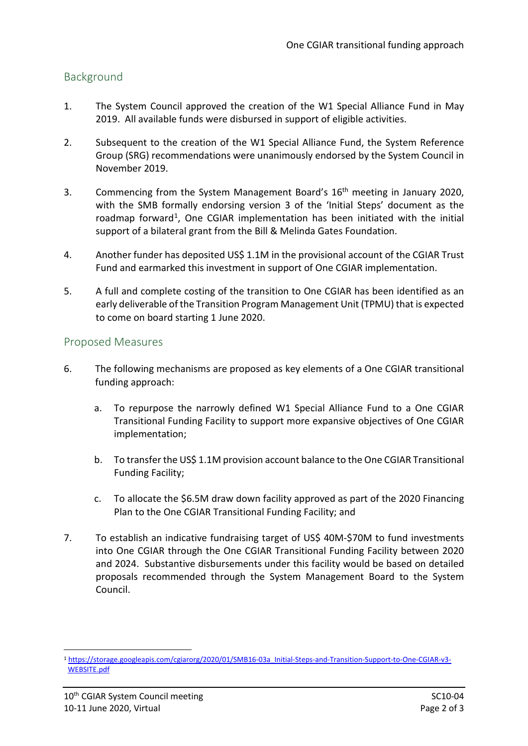## Background

1. The System Council approved the creation of the W1 Special Alliance Fund in May 2019. All available funds were disbursed in support of eligible activities.

2. Subsequent to the creation of the W1 Special Alliance Fund, the System Reference Group (SRG) recommendations were unanimously endorsed by the System Council in November 2019.

3. Commencing from the System Management Board's 16th meeting in January 2020, with the SMB formally endorsing version 3 of the 'Initial Steps' document as the roadmap forward[1], One CGIAR implementation has been initiated with the initial support of a bilateral grant from the Bill & Melinda Gates Foundation.

4. Another funder has deposited US$ 1.1M in the provisional account of the CGIAR Trust Fund and earmarked this investment in support of One CGIAR implementation.

5. A full and complete costing of the transition to One CGIAR has been identified as an early deliverable of the Transition Program Management Unit (TPMU) that is expected to come on board starting 1 June 2020.

## Proposed Measures

6. The following mechanisms are proposed as key elements of a One CGIAR transitional funding approach:

   a. To repurpose the narrowly defined W1 Special Alliance Fund to a One CGIAR Transitional Funding Facility to support more expansive objectives of One CGIAR implementation;

   b. To transfer the US$ 1.1M provision account balance to the One CGIAR Transitional Funding Facility;

   c. To allocate the $6.5M draw down facility approved as part of the 2020 Financing Plan to the One CGIAR Transitional Funding Facility; and

7. To establish an indicative fundraising target of US$ 40M-$70M to fund investments into One CGIAR through the One CGIAR Transitional Funding Facility between 2020 and 2024. Substantive disbursements under this facility would be based on detailed proposals recommended through the System Management Board to the System Council.

[1] https://storage.googleapis.com/cgiarorg/2020/01/SMB16-03a_Initial-Steps-and-Transition-Support-to-One-CGIAR-v3-WEBSITE.pdf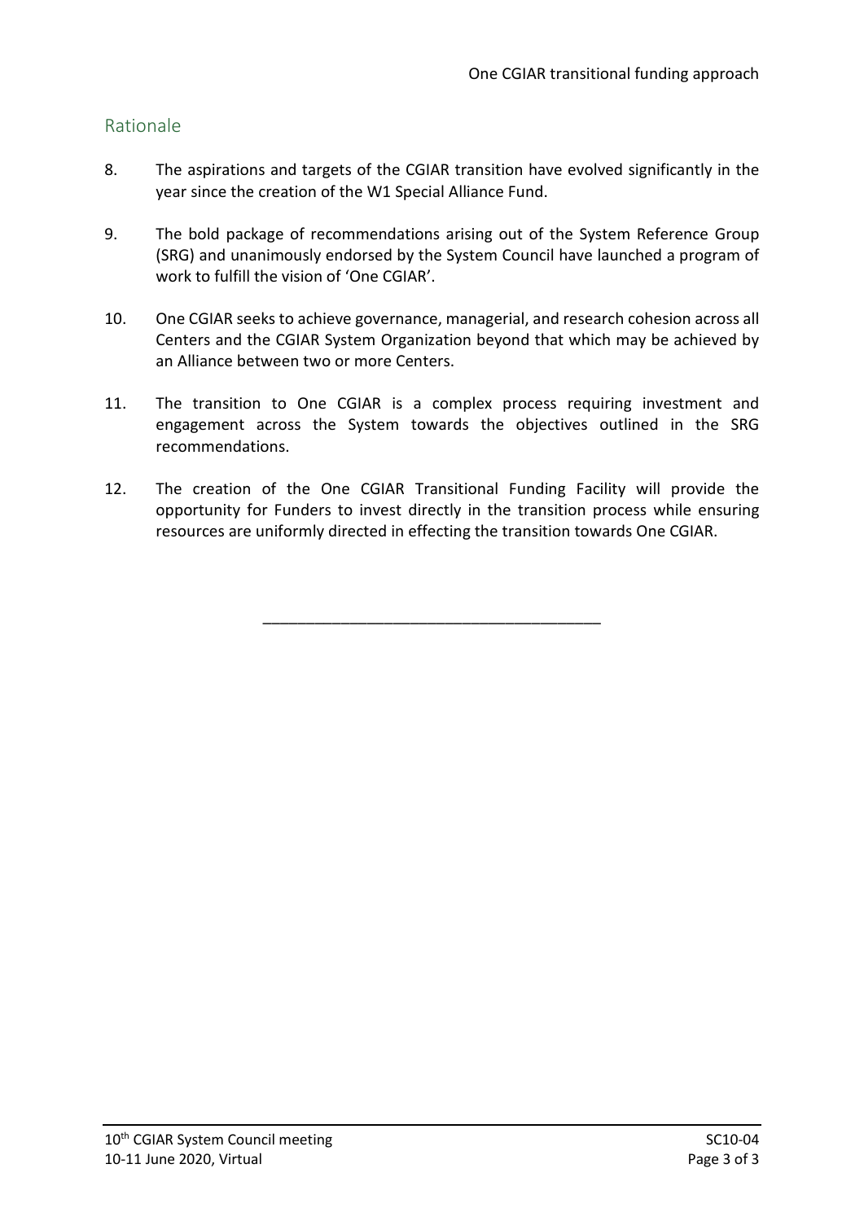## Rationale

8. The aspirations and targets of the CGIAR transition have evolved significantly in the year since the creation of the W1 Special Alliance Fund.

9. The bold package of recommendations arising out of the System Reference Group (SRG) and unanimously endorsed by the System Council have launched a program of work to fulfill the vision of 'One CGIAR'.

10. One CGIAR seeks to achieve governance, managerial, and research cohesion across all Centers and the CGIAR System Organization beyond that which may be achieved by an Alliance between two or more Centers.

11. The transition to One CGIAR is a complex process requiring investment and engagement across the System towards the objectives outlined in the SRG recommendations.

12. The creation of the One CGIAR Transitional Funding Facility will provide the opportunity for Funders to invest directly in the transition process while ensuring resources are uniformly directed in effecting the transition towards One CGIAR.

---